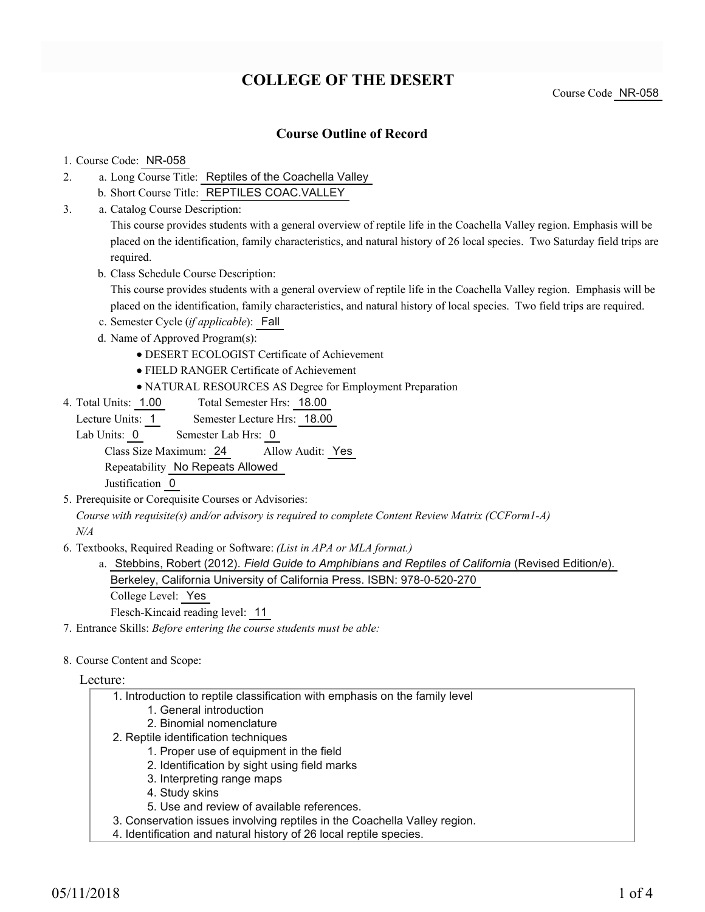# COLLEGE OF THE DESERT

Course Code NR-058

## Course Outline of Record

1. Course Code: NR-058
2. a. Long Course Title: Reptiles of the Coachella Valley
   b. Short Course Title: REPTILES COAC.VALLEY
3. a. Catalog Course Description:
   This course provides students with a general overview of reptile life in the Coachella Valley region. Emphasis will be placed on the identification, family characteristics, and natural history of 26 local species. Two Saturday field trips are required.
   b. Class Schedule Course Description:
   This course provides students with a general overview of reptile life in the Coachella Valley region. Emphasis will be placed on the identification, family characteristics, and natural history of local species. Two field trips are required.
   c. Semester Cycle (*if applicable*): Fall
   d. Name of Approved Program(s):
      - DESERT ECOLOGIST Certificate of Achievement
      - FIELD RANGER Certificate of Achievement
      - NATURAL RESOURCES AS Degree for Employment Preparation
4. Total Units: 1.00 Total Semester Hrs: 18.00
   Lecture Units: 1 Semester Lecture Hrs: 18.00
   Lab Units: 0 Semester Lab Hrs: 0
   Class Size Maximum: 24 Allow Audit: Yes
   Repeatability No Repeats Allowed
   Justification 0
5. Prerequisite or Corequisite Courses or Advisories:
   *Course with requisite(s) and/or advisory is required to complete Content Review Matrix (CCForm1-A)*
   *N/A*
6. Textbooks, Required Reading or Software: *(List in APA or MLA format.)*
   a. Stebbins, Robert (2012). *Field Guide to Amphibians and Reptiles of California* (Revised Edition/e). Berkeley, California University of California Press. ISBN: 978-0-520-270
   College Level: Yes
   Flesch-Kincaid reading level: 11
7. Entrance Skills: *Before entering the course students must be able:*

8. Course Content and Scope:

Lecture:

1. Introduction to reptile classification with emphasis on the family level
   1. General introduction
   2. Binomial nomenclature
2. Reptile identification techniques
   1. Proper use of equipment in the field
   2. Identification by sight using field marks
   3. Interpreting range maps
   4. Study skins
   5. Use and review of available references.
3. Conservation issues involving reptiles in the Coachella Valley region.
4. Identification and natural history of 26 local reptile species.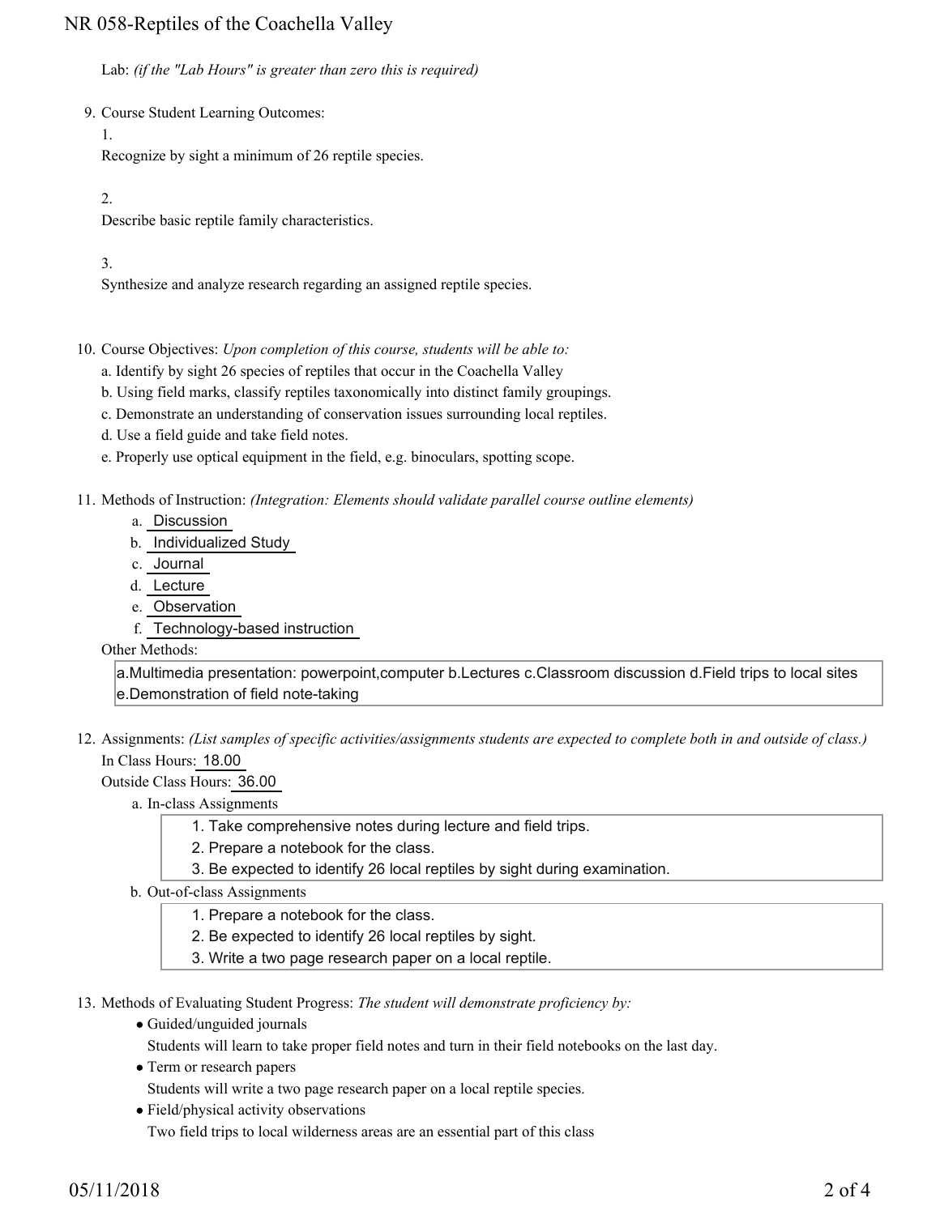Lab: *(if the "Lab Hours" is greater than zero this is required)*

9. Course Student Learning Outcomes:

   1.
   Recognize by sight a minimum of 26 reptile species.

   2.
   Describe basic reptile family characteristics.

   3.
   Synthesize and analyze research regarding an assigned reptile species.

10. Course Objectives: *Upon completion of this course, students will be able to:*
    a. Identify by sight 26 species of reptiles that occur in the Coachella Valley
    b. Using field marks, classify reptiles taxonomically into distinct family groupings.
    c. Demonstrate an understanding of conservation issues surrounding local reptiles.
    d. Use a field guide and take field notes.
    e. Properly use optical equipment in the field, e.g. binoculars, spotting scope.

11. Methods of Instruction: *(Integration: Elements should validate parallel course outline elements)*
    a. Discussion
    b. Individualized Study
    c. Journal
    d. Lecture
    e. Observation
    f. Technology-based instruction

    Other Methods:

    a.Multimedia presentation: powerpoint,computer b.Lectures c.Classroom discussion d.Field trips to local sites e.Demonstration of field note-taking

12. Assignments: *(List samples of specific activities/assignments students are expected to complete both in and outside of class.)*
    In Class Hours: 18.00
    Outside Class Hours: 36.00

    a. In-class Assignments
       1. Take comprehensive notes during lecture and field trips.
       2. Prepare a notebook for the class.
       3. Be expected to identify 26 local reptiles by sight during examination.

    b. Out-of-class Assignments
       1. Prepare a notebook for the class.
       2. Be expected to identify 26 local reptiles by sight.
       3. Write a two page research paper on a local reptile.

13. Methods of Evaluating Student Progress: *The student will demonstrate proficiency by:*
    - Guided/unguided journals
      Students will learn to take proper field notes and turn in their field notebooks on the last day.
    - Term or research papers
      Students will write a two page research paper on a local reptile species.
    - Field/physical activity observations
      Two field trips to local wilderness areas are an essential part of this class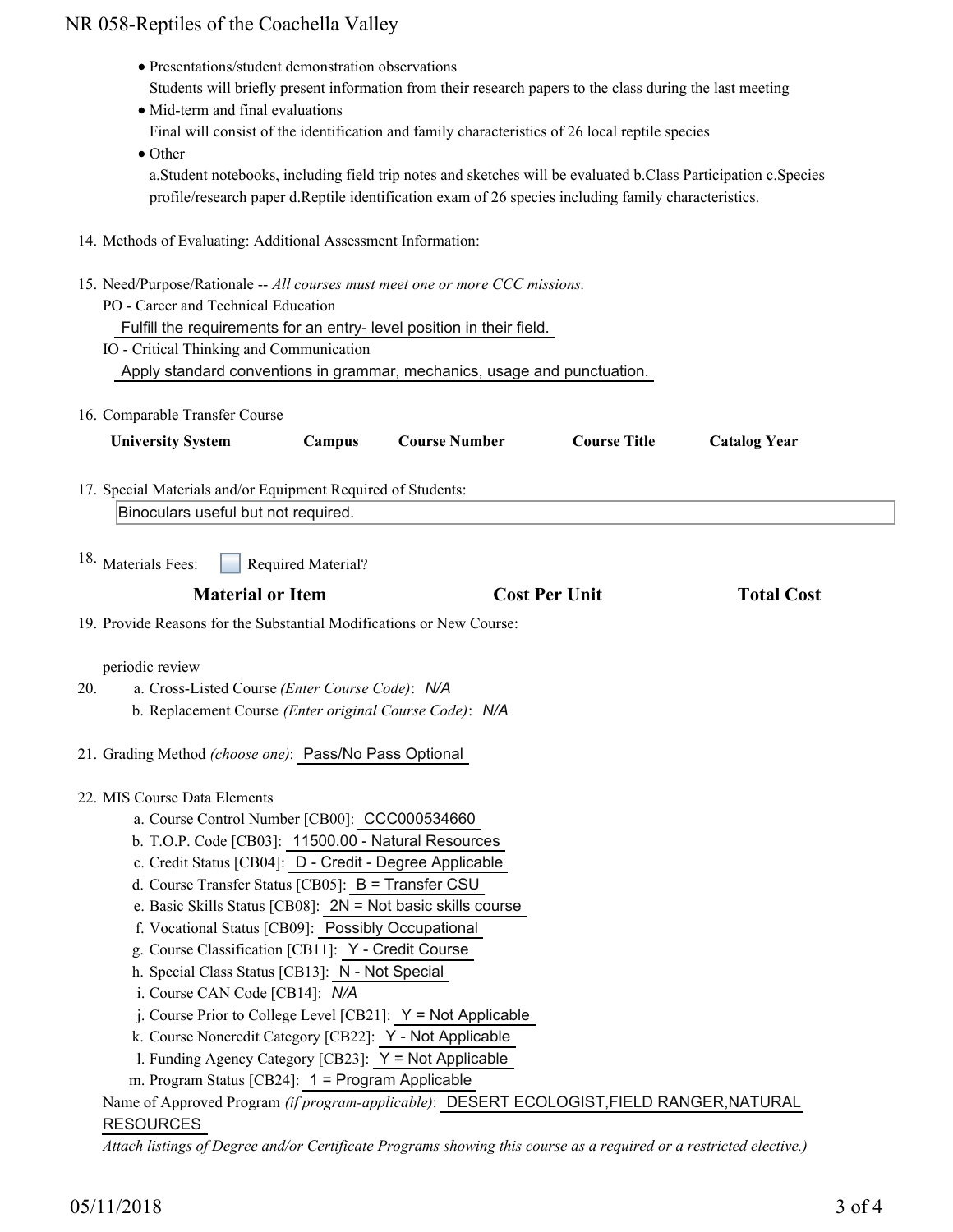- Presentations/student demonstration observations
  Students will briefly present information from their research papers to the class during the last meeting
- Mid-term and final evaluations
  Final will consist of the identification and family characteristics of 26 local reptile species
- Other
  a.Student notebooks, including field trip notes and sketches will be evaluated b.Class Participation c.Species profile/research paper d.Reptile identification exam of 26 species including family characteristics.

14. Methods of Evaluating: Additional Assessment Information:

15. Need/Purpose/Rationale -- *All courses must meet one or more CCC missions.*
    PO - Career and Technical Education
    Fulfill the requirements for an entry- level position in their field.
    IO - Critical Thinking and Communication
    Apply standard conventions in grammar, mechanics, usage and punctuation.

16. Comparable Transfer Course

| University System | Campus | Course Number | Course Title | Catalog Year |
|---|---|---|---|---|

17. Special Materials and/or Equipment Required of Students:
    Binoculars useful but not required.

18. Materials Fees: ☐ Required Material?

| Material or Item | Cost Per Unit | Total Cost |
|---|---|---|

19. Provide Reasons for the Substantial Modifications or New Course:

    periodic review

20. a. Cross-Listed Course *(Enter Course Code)*: *N/A*
    b. Replacement Course *(Enter original Course Code)*: *N/A*

21. Grading Method *(choose one)*: Pass/No Pass Optional

22. MIS Course Data Elements
    a. Course Control Number [CB00]: CCC000534660
    b. T.O.P. Code [CB03]: 11500.00 - Natural Resources
    c. Credit Status [CB04]: D - Credit - Degree Applicable
    d. Course Transfer Status [CB05]: B = Transfer CSU
    e. Basic Skills Status [CB08]: 2N = Not basic skills course
    f. Vocational Status [CB09]: Possibly Occupational
    g. Course Classification [CB11]: Y - Credit Course
    h. Special Class Status [CB13]: N - Not Special
    i. Course CAN Code [CB14]: *N/A*
    j. Course Prior to College Level [CB21]: Y = Not Applicable
    k. Course Noncredit Category [CB22]: Y - Not Applicable
    l. Funding Agency Category [CB23]: Y = Not Applicable
    m. Program Status [CB24]: 1 = Program Applicable

    Name of Approved Program *(if program-applicable)*: DESERT ECOLOGIST,FIELD RANGER,NATURAL RESOURCES
    *Attach listings of Degree and/or Certificate Programs showing this course as a required or a restricted elective.)*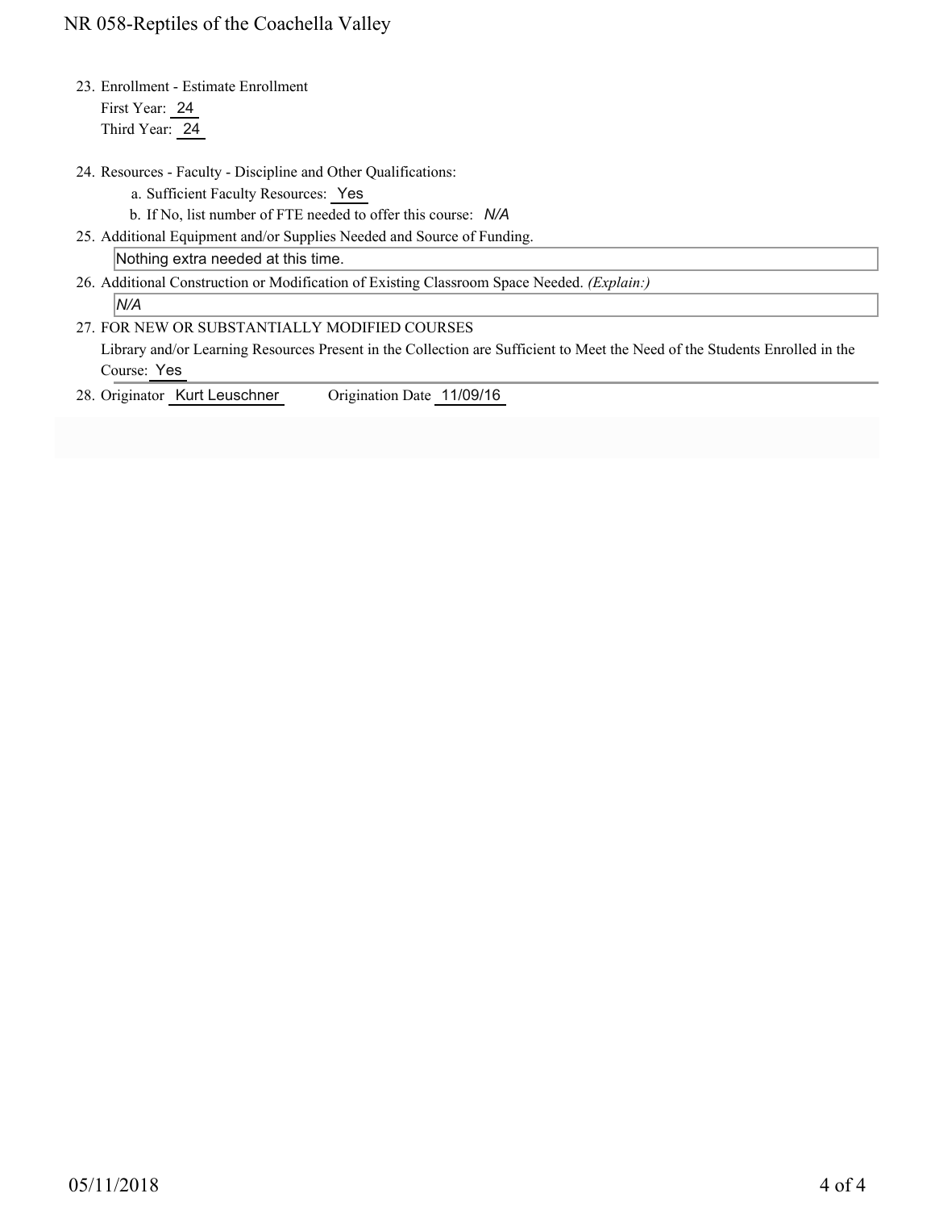23. Enrollment - Estimate Enrollment

    First Year: 24

    Third Year: 24

24. Resources - Faculty - Discipline and Other Qualifications:

    a. Sufficient Faculty Resources: Yes

    b. If No, list number of FTE needed to offer this course: *N/A*

25. Additional Equipment and/or Supplies Needed and Source of Funding.

    Nothing extra needed at this time.

26. Additional Construction or Modification of Existing Classroom Space Needed. *(Explain:)*

    *N/A*

27. FOR NEW OR SUBSTANTIALLY MODIFIED COURSES

    Library and/or Learning Resources Present in the Collection are Sufficient to Meet the Need of the Students Enrolled in the Course: Yes

28. Originator Kurt Leuschner Origination Date 11/09/16